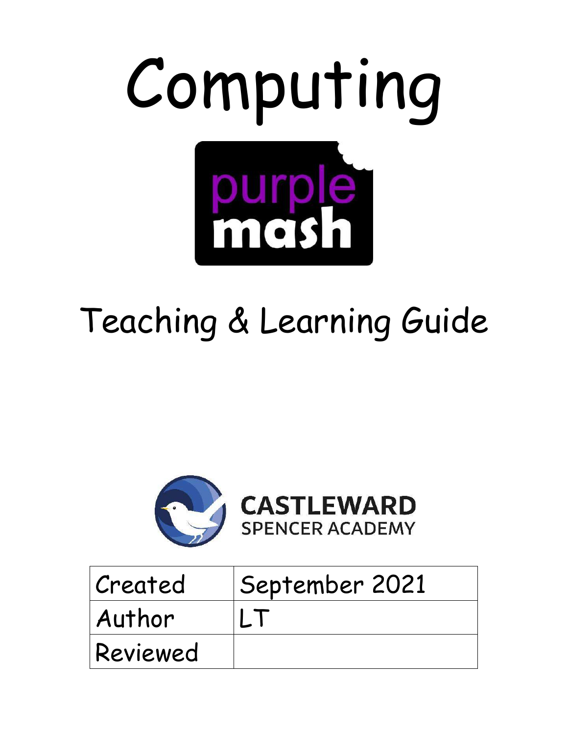# Computing

purple mash

## Teaching & Learning Guide

CASTLEWARD
SPENCER ACADEMY

| Created | September 2021 |
| --- | --- |
| Author | LT |
| Reviewed | |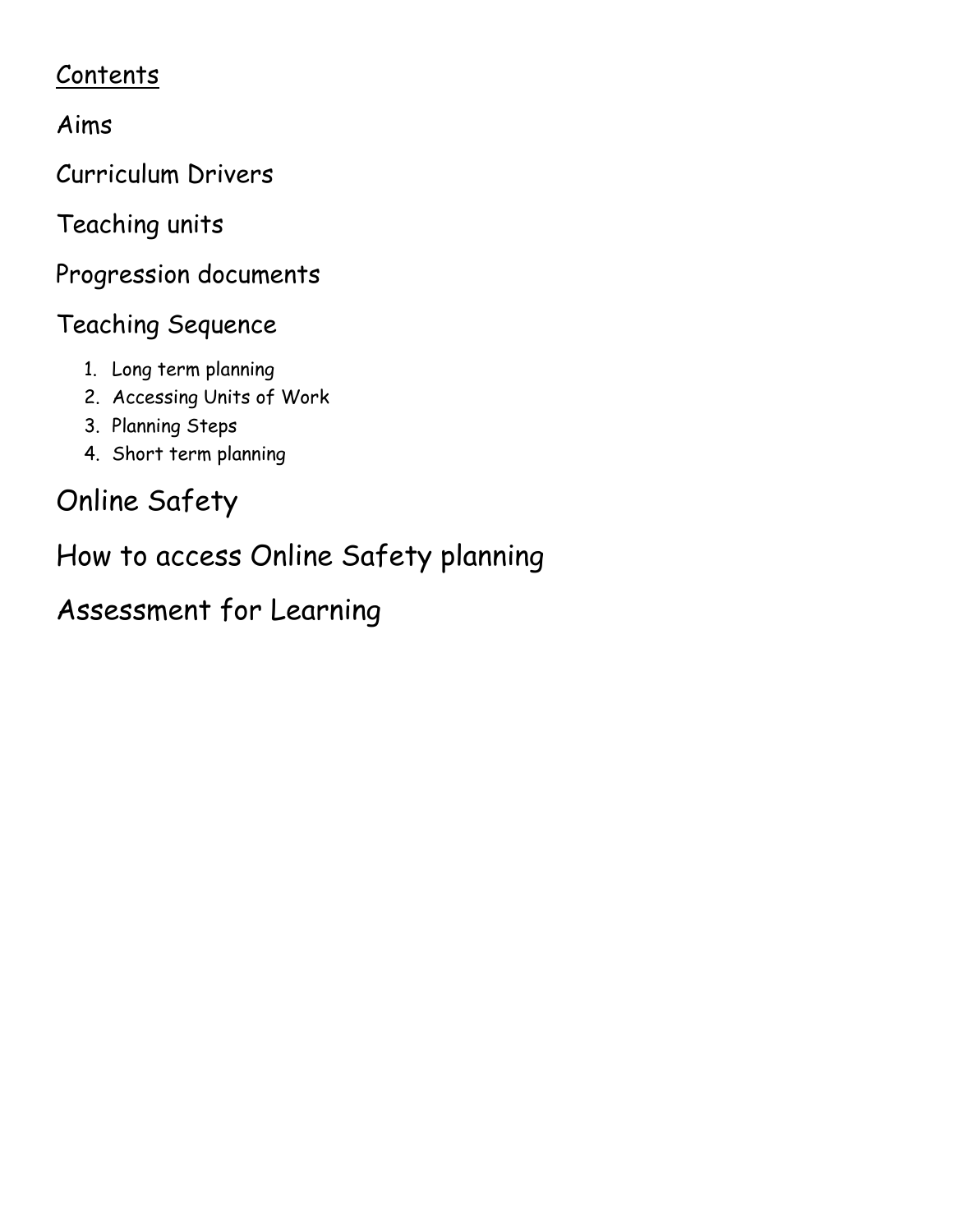# Contents

Aims

Curriculum Drivers

Teaching units

Progression documents

Teaching Sequence

1. Long term planning
2. Accessing Units of Work
3. Planning Steps
4. Short term planning

Online Safety

How to access Online Safety planning

Assessment for Learning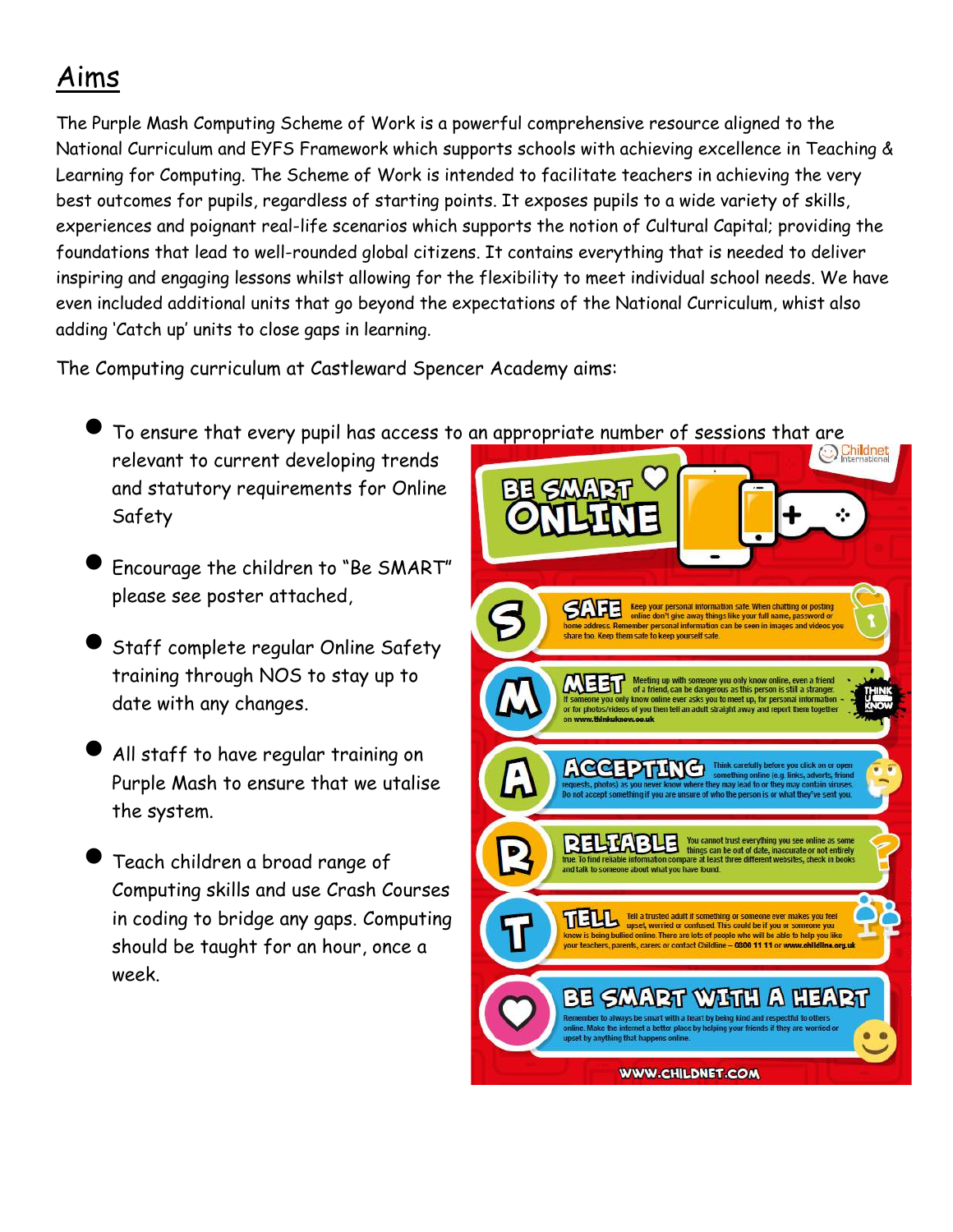# Aims

The Purple Mash Computing Scheme of Work is a powerful comprehensive resource aligned to the National Curriculum and EYFS Framework which supports schools with achieving excellence in Teaching & Learning for Computing. The Scheme of Work is intended to facilitate teachers in achieving the very best outcomes for pupils, regardless of starting points. It exposes pupils to a wide variety of skills, experiences and poignant real-life scenarios which supports the notion of Cultural Capital; providing the foundations that lead to well-rounded global citizens. It contains everything that is needed to deliver inspiring and engaging lessons whilst allowing for the flexibility to meet individual school needs. We have even included additional units that go beyond the expectations of the National Curriculum, whist also adding 'Catch up' units to close gaps in learning.

The Computing curriculum at Castleward Spencer Academy aims:

- To ensure that every pupil has access to an appropriate number of sessions that are relevant to current developing trends and statutory requirements for Online Safety
- Encourage the children to "Be SMART" please see poster attached,
- Staff complete regular Online Safety training through NOS to stay up to date with any changes.
- All staff to have regular training on Purple Mash to ensure that we utalise the system.
- Teach children a broad range of Computing skills and use Crash Courses in coding to bridge any gaps. Computing should be taught for an hour, once a week.

**BE SMART ONLINE**

Childnet International

**S – SAFE** Keep your personal information safe. When chatting or posting online don't give away things like your full name, password or home address. Remember personal information can be seen in images and videos you share too. Keep them safe to keep yourself safe.

**M – MEET** Meeting up with someone you only know online, even a friend of a friend, can be dangerous as this person is still a stranger. If someone you only know online ever asks you to meet up, for personal information or for photos/videos of you then tell an adult straight away and report them together on www.thinkuknow.co.uk

**A – ACCEPTING** Think carefully before you click on or open something online (e.g. links, adverts, friend requests, photos) as you never know where they may lead to or they may contain viruses. Do not accept something if you are unsure of who the person is or what they've sent you.

**R – RELIABLE** You cannot trust everything you see online as some things can be out of date, inaccurate or not entirely true. To find reliable information compare at least three different websites, check in books and talk to someone about what you have found.

**T – TELL** Tell a trusted adult if something or someone ever makes you feel upset, worried or confused. This could be if you or someone you know is being bullied online. There are lots of people who will be able to help you like your teachers, parents, carers or contact Childline – 0800 11 11 or www.childline.org.uk

**BE SMART WITH A HEART** Remember to always be smart with a heart by being kind and respectful to others online. Make the internet a better place by helping your friends if they are worried or upset by anything that happens online.

WWW.CHILDNET.COM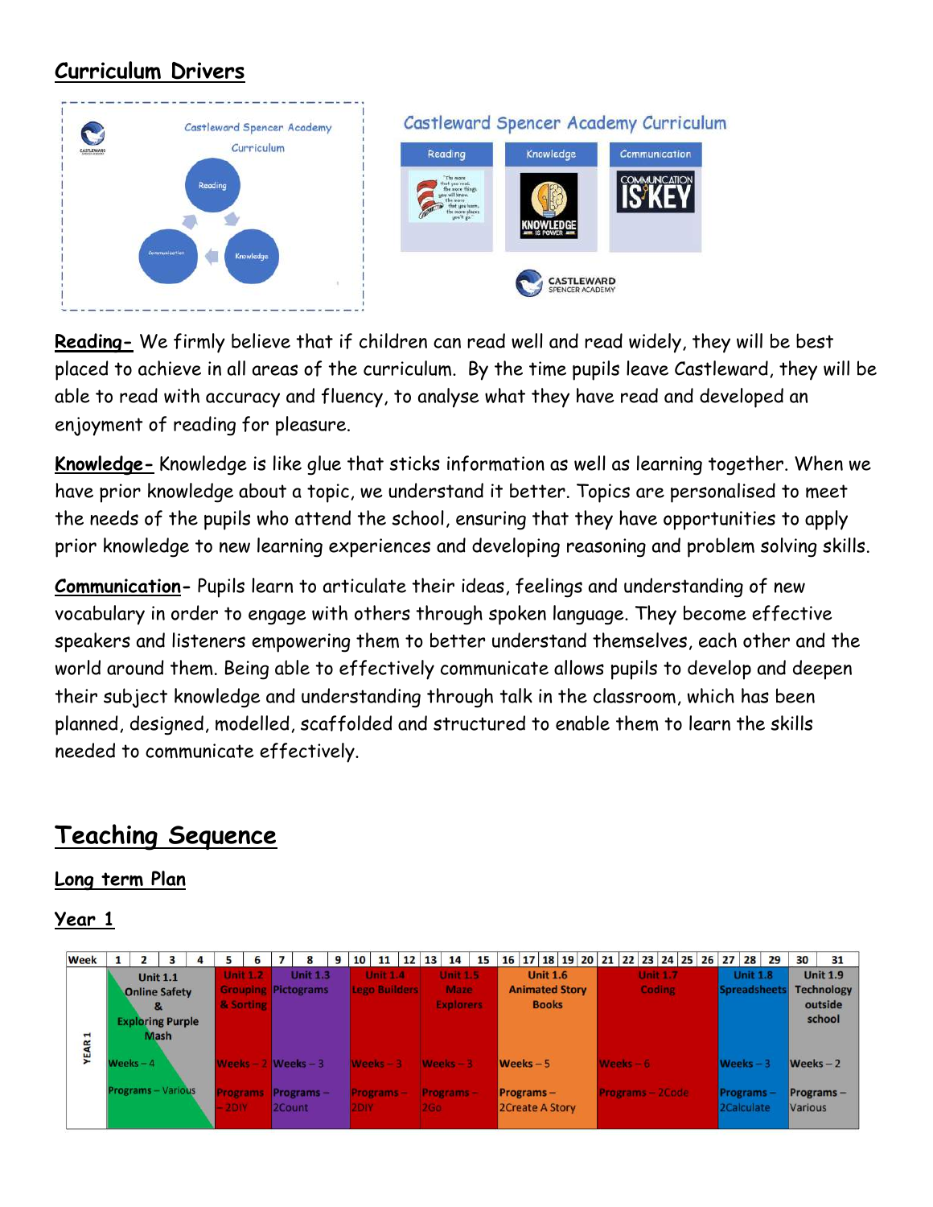## Curriculum Drivers

**Reading-** We firmly believe that if children can read well and read widely, they will be best placed to achieve in all areas of the curriculum. By the time pupils leave Castleward, they will be able to read with accuracy and fluency, to analyse what they have read and developed an enjoyment of reading for pleasure.

**Knowledge-** Knowledge is like glue that sticks information as well as learning together. When we have prior knowledge about a topic, we understand it better. Topics are personalised to meet the needs of the pupils who attend the school, ensuring that they have opportunities to apply prior knowledge to new learning experiences and developing reasoning and problem solving skills.

**Communication-** Pupils learn to articulate their ideas, feelings and understanding of new vocabulary in order to engage with others through spoken language. They become effective speakers and listeners empowering them to better understand themselves, each other and the world around them. Being able to effectively communicate allows pupils to develop and deepen their subject knowledge and understanding through talk in the classroom, which has been planned, designed, modelled, scaffolded and structured to enable them to learn the skills needed to communicate effectively.

# Teaching Sequence

## Long term Plan

### Year 1

| Week | 1–4 | 5–6 | 7–9 | 10–12 | 13–15 | 16–20 | 21–26 | 27–29 | 30–31 |
|---|---|---|---|---|---|---|---|---|---|
| YEAR 1 | Unit 1.1 Online Safety & Exploring Purple Mash | Unit 1.2 Grouping & Sorting | Unit 1.3 Pictograms | Unit 1.4 Lego Builders | Unit 1.5 Maze Explorers | Unit 1.6 Animated Story Books | Unit 1.7 Coding | Unit 1.8 Spreadsheets | Unit 1.9 Technology outside school |
| | Weeks – 4 | Weeks – 2 | Weeks – 3 | Weeks – 3 | Weeks – 3 | Weeks – 5 | Weeks – 6 | Weeks – 3 | Weeks – 2 |
| | Programs – Various | Programs – 2DIY | Programs – 2Count | Programs – 2DIY | Programs – 2Go | Programs – 2Create A Story | Programs – 2Code | Programs – 2Calculate | Programs – Various |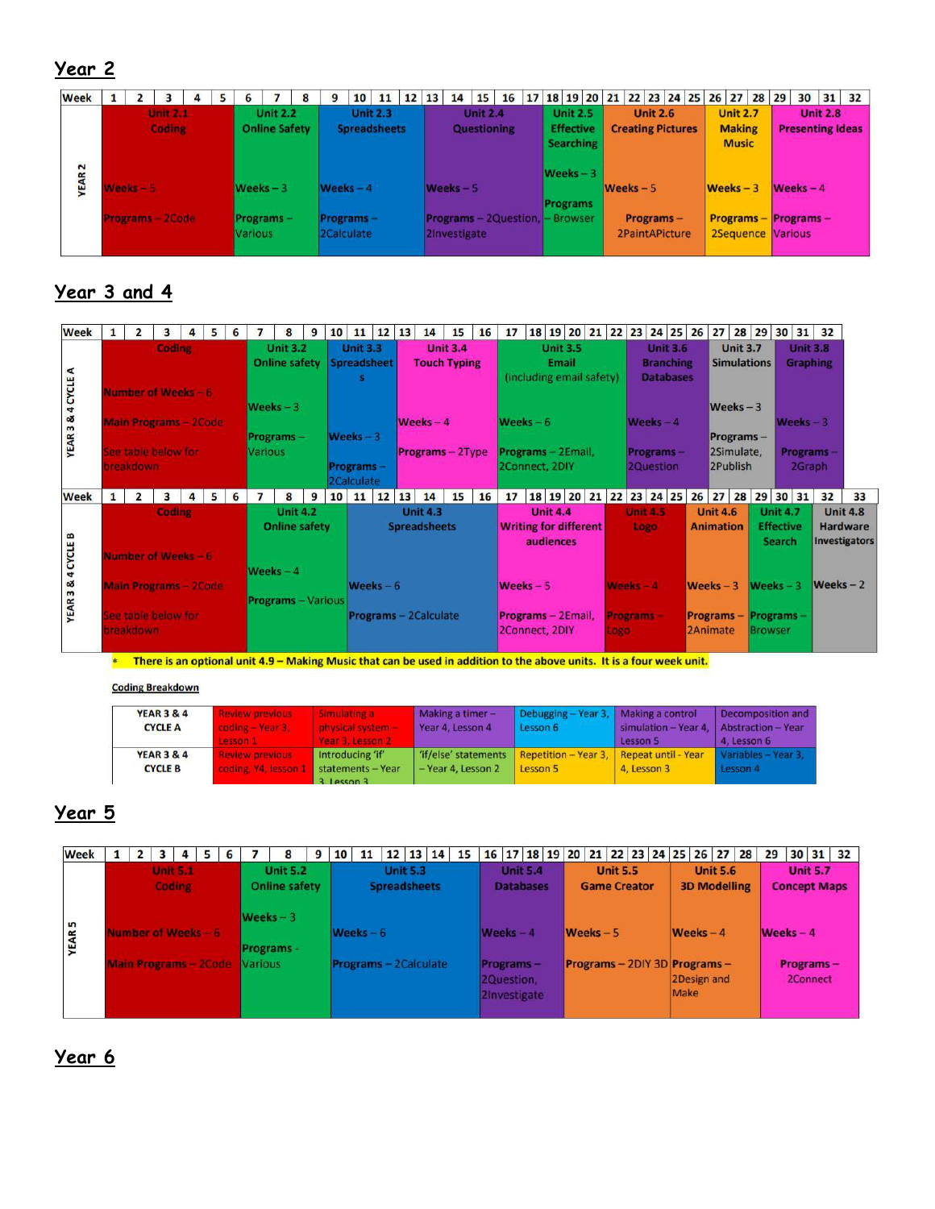## Year 2

| Week | 1 | 2 | 3 | 4 | 5 | 6 | 7 | 8 | 9 | 10 | 11 | 12 | 13 | 14 | 15 | 16 | 17 | 18 | 19 | 20 | 21 | 22 | 23 | 24 | 25 | 26 | 27 | 28 | 29 | 30 | 31 | 32 |
|---|---|---|---|---|---|---|---|---|---|---|---|---|---|---|---|---|---|---|---|---|---|---|---|---|---|---|---|---|---|---|---|---|
| YEAR 2 | Unit 2.1 Coding Weeks – 5 Programs – 2Code | | | | | Unit 2.2 Online Safety Weeks – 3 Programs – Various | | | Unit 2.3 Spreadsheets Weeks – 4 Programs – 2Calculate | | | | Unit 2.4 Questioning Weeks – 5 Programs – 2Question, 2Investigate | | | | | Unit 2.5 Effective Searching Weeks – 3 Programs – Browser | | | Unit 2.6 Creating Pictures Weeks – 5 Programs – 2PaintAPicture | | | | | Unit 2.7 Making Music Weeks – 3 Programs – 2Sequence | | | Unit 2.8 Presenting Ideas Weeks – 4 Programs – Various | | | |

## Year 3 and 4

| Week | 1 | 2 | 3 | 4 | 5 | 6 | 7 | 8 | 9 | 10 | 11 | 12 | 13 | 14 | 15 | 16 | 17 | 18 | 19 | 20 | 21 | 22 | 23 | 24 | 25 | 26 | 27 | 28 | 29 | 30 | 31 | 32 |
|---|---|---|---|---|---|---|---|---|---|---|---|---|---|---|---|---|---|---|---|---|---|---|---|---|---|---|---|---|---|---|---|---|
| YEAR 3 & 4 CYCLE A | Coding Number of Weeks – 6 Main Programs – 2Code See table below for breakdown | | | | | | Unit 3.2 Online safety Weeks – 3 Programs – Various | | | Unit 3.3 Spreadsheets Weeks – 3 Programs – 2Calculate | | | Unit 3.4 Touch Typing Weeks – 4 Programs – 2Type | | | | Unit 3.5 Email (including email safety) Weeks – 6 Programs – 2Email, 2Connect, 2DIY | | | | | | Unit 3.6 Branching Databases Weeks – 4 Programs – 2Question | | | | Unit 3.7 Simulations Weeks – 3 Programs – 2Simulate, 2Publish | | | Unit 3.8 Graphing Weeks – 3 Programs – 2Graph | | |

| Week | 1 | 2 | 3 | 4 | 5 | 6 | 7 | 8 | 9 | 10 | 11 | 12 | 13 | 14 | 15 | 16 | 17 | 18 | 19 | 20 | 21 | 22 | 23 | 24 | 25 | 26 | 27 | 28 | 29 | 30 | 31 | 32 | 33 |
|---|---|---|---|---|---|---|---|---|---|---|---|---|---|---|---|---|---|---|---|---|---|---|---|---|---|---|---|---|---|---|---|---|---|
| YEAR 3 & 4 CYCLE B | Coding Number of Weeks – 6 Main Programs – 2Code See table below for breakdown | | | | | | Unit 4.2 Online safety Weeks – 4 Programs – Various | | | | Unit 4.3 Spreadsheets Weeks – 6 Programs – 2Calculate | | | | | | Unit 4.4 Writing for different audiences Weeks – 5 Programs – 2Email, 2Connect, 2DIY | | | | | Unit 4.5 Logo Weeks – 4 Programs – Logo | | | | Unit 4.6 Animation Weeks – 3 Programs – 2Animate | | | Unit 4.7 Effective Search Weeks – 3 Programs – Browser | | | Unit 4.8 Hardware Investigators Weeks – 2 | |

\* There is an optional unit 4.9 – Making Music that can be used in addition to the above units. It is a four week unit.

**Coding Breakdown**

| | | | | | | |
|---|---|---|---|---|---|---|
| YEAR 3 & 4 CYCLE A | Review previous coding – Year 3, Lesson 1 | Simulating a physical system – Year 3, Lesson 2 | Making a timer – Year 4, Lesson 4 | Debugging – Year 3, Lesson 6 | Making a control simulation – Year 4, Lesson 5 | Decomposition and Abstraction – Year 4, Lesson 6 |
| YEAR 3 & 4 CYCLE B | Review previous coding, Y4, lesson 1 | Introducing 'if' statements – Year 3, Lesson 3 | 'if/else' statements – Year 4, Lesson 2 | Repetition – Year 3, Lesson 5 | Repeat until - Year 4, Lesson 3 | Variables – Year 3, Lesson 4 |

## Year 5

| Week | 1 | 2 | 3 | 4 | 5 | 6 | 7 | 8 | 9 | 10 | 11 | 12 | 13 | 14 | 15 | 16 | 17 | 18 | 19 | 20 | 21 | 22 | 23 | 24 | 25 | 26 | 27 | 28 | 29 | 30 | 31 | 32 |
|---|---|---|---|---|---|---|---|---|---|---|---|---|---|---|---|---|---|---|---|---|---|---|---|---|---|---|---|---|---|---|---|---|
| YEAR 5 | Unit 5.1 Coding Number of Weeks – 6 Main Programs – 2Code | | | | | | Unit 5.2 Online safety Weeks – 3 Programs - Various | | | Unit 5.3 Spreadsheets Weeks – 6 Programs – 2Calculate | | | | | | Unit 5.4 Databases Weeks – 4 Programs – 2Question, 2Investigate | | | | Unit 5.5 Game Creator Weeks – 5 Programs – 2DIY 3D | | | | | Unit 5.6 3D Modelling Weeks – 4 Programs – 2Design and Make | | | | Unit 5.7 Concept Maps Weeks – 4 Programs – 2Connect | | | |

## Year 6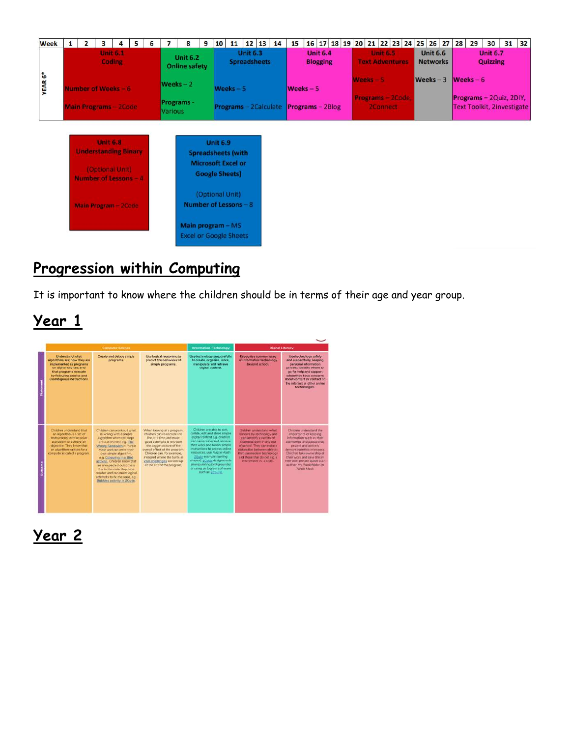| Week | 1 | 2 | 3 | 4 | 5 | 6 | 7 | 8 | 9 | 10 | 11 | 12 | 13 | 14 | 15 | 16 | 17 | 18 | 19 | 20 | 21 | 22 | 23 | 24 | 25 | 26 | 27 | 28 | 29 | 30 | 31 | 32 |
|---|---|---|---|---|---|---|---|---|---|---|---|---|---|---|---|---|---|---|---|---|---|---|---|---|---|---|---|---|---|---|---|---|
| YEAR 6* | Unit 6.1 Coding<br>Number of Weeks – 6<br>Main Programs – 2Code | | | | | | Unit 6.2 Online safety<br>Weeks – 2<br>Programs - Various | | | Unit 6.3 Spreadsheets<br>Weeks – 5<br>Programs – 2Calculate | | | | | Unit 6.4 Blogging<br>Weeks – 5<br>Programs – 2Blog | | | | | Unit 6.5 Text Adventures<br>Weeks – 5<br>Programs – 2Code, 2Connect | | | | | Unit 6.6 Networks<br>Weeks – 3 | | | Unit 6.7 Quizzing<br>Weeks – 6<br>Programs – 2Quiz, 2DIY, Text Toolkit, 2Investigate | | | | | |

**Unit 6.8**
**Understanding Binary**

(Optional Unit)
**Number of Lessons – 4**

**Main Program – 2Code**

**Unit 6.9**
**Spreadsheets (with Microsoft Excel or Google Sheets)**

(Optional Unit)
**Number of Lessons – 8**

**Main program – MS Excel or Google Sheets**

# Progression within Computing

It is important to know where the children should be in terms of their age and year group.

## Year 1

| | Computer Science | | | Information Technology | Digital Literacy | |
|---|---|---|---|---|---|---|
| Statement | Understand what algorithms are how they are implemented as programs on digital devices, and that programs execute by following precise and unambiguous instructions. | Create and debug simple programs. | Use logical reasoning to predict the behaviour of simple programs. | Use technology purposefully to create, organise, store, manipulate and retrieve digital content. | Recognise common uses of information technology beyond school. | Use technology safely and respectfully, keeping personal information private; identify where to go for help and support when they have concerns about content or contact on the internet or other online technologies. |
| Outcome | Children understand that an algorithm is a set of instructions used to solve a problem or achieve an objective. They know that an algorithm written for a computer is called a program. | Children can work out what is wrong with a simple algorithm when the steps are out of order, e.g. The Wrong Sandwich in Purple Mash and can write their own simple algorithm, e.g. Colouring in a Bird activity. Children know that an unexpected outcome is due to the code they have created and can make logical attempts to fix the code, e.g. Bubbles activity in 2Code. | When looking at a program, children can read code one line at a time and make good attempts to envision the bigger picture of the overall effect of the program. Children can, for example, interpret where the turtle in 2Go challenges will end up at the end of the program. | Children are able to sort, collate, edit and store simple digital content e.g. children can name, save and retrieve their work and follow simple instructions to access online resources, use Purple Mash 2Quiz example (sorting shapes), 2Code design mode (manipulating backgrounds) or using pictogram software such as 2Count. | Children understand what is meant by technology and can identify a variety of examples both in and out of school. They can make a distinction between objects that use modern technology and those that do not e.g. a microwave vs. a chair. | Children understand the importance of keeping information such as their usernames and passwords private and actively demonstrate this in lessons. Children take ownership of their work and save this in their own private space such as their My Work folder on Purple Mash. |

## Year 2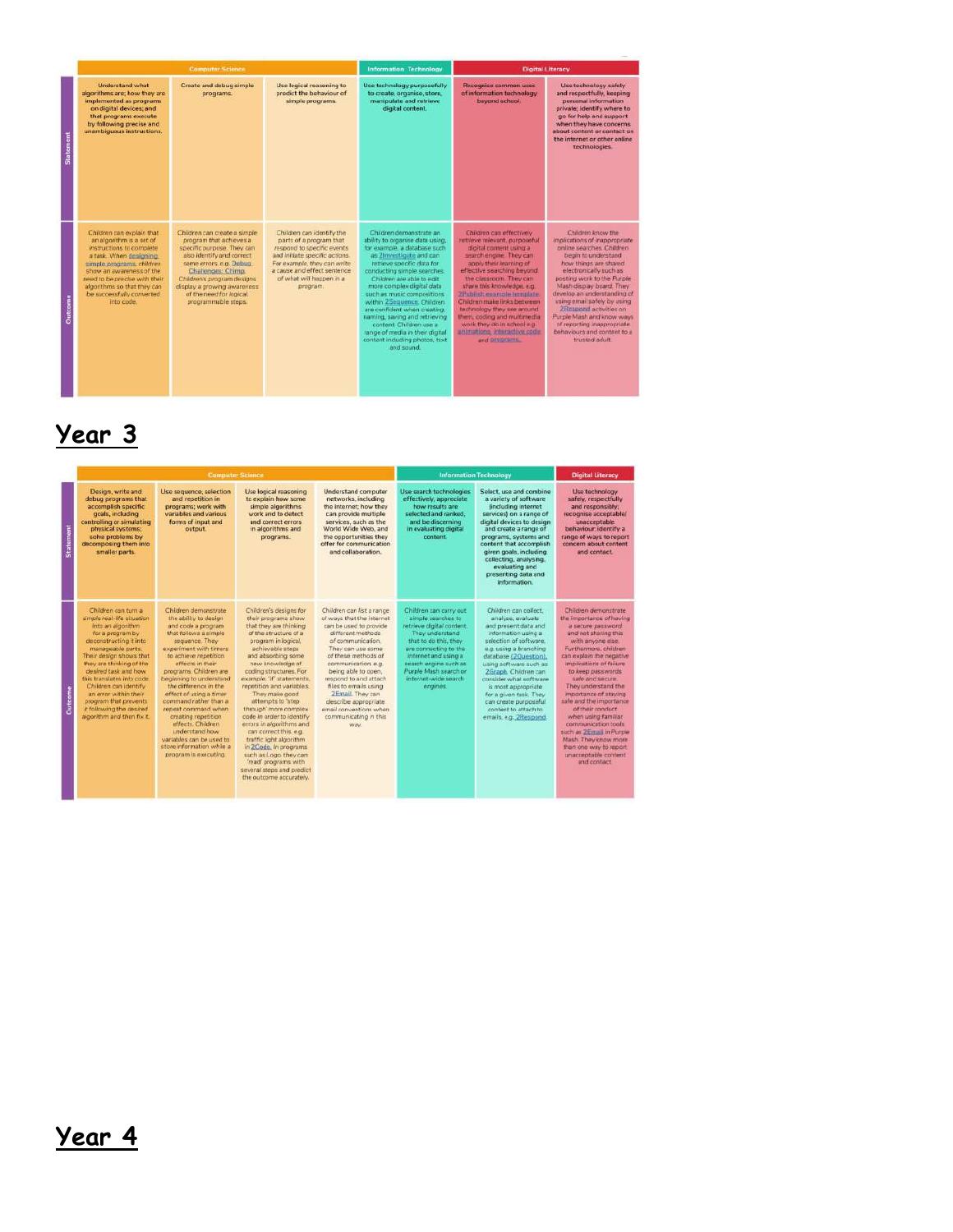| | Computer Science | | | Information Technology | Digital Literacy | |
|---|---|---|---|---|---|---|
| Statement | Understand what algorithms are; how they are implemented as programs on digital devices; and that programs execute by following precise and unambiguous instructions. | Create and debug simple programs. | Use logical reasoning to predict the behaviour of simple programs. | Use technology purposefully to create, organise, store, manipulate and retrieve digital content. | Recognise common uses of information technology beyond school. | Use technology safely and respectfully, keeping personal information private; identify where to go for help and support when they have concerns about content or contact on the internet or other online technologies. |
| Outcome | Children can explain that an algorithm is a set of instructions to complete a task. When designing simple programs, children show an awareness of the need to be precise with their algorithms so that they can be successfully converted into code. | Children can create a simple program that achieves a specific purpose. They can also identify and correct some errors, e.g. Debug Challenges: Chimp. Children's program designs display a growing awareness of the need for logical programmable steps. | Children can identify the parts of a program that respond to specific events and initiate specific actions. For example, they can write a cause and effect sentence of what will happen in a program. | Children demonstrate an ability to organise data using, for example, a database such as 2Investigate and can retrieve specific data for conducting simple searches. Children are able to edit more complex digital data such as music compositions within 2Sequence. Children are confident when creating, naming, saving and retrieving content. Children use a range of media in their digital content including photos, text and sound. | Children can effectively retrieve relevant, purposeful digital content using a search engine. They can apply their learning of effective searching beyond the classroom. They can share this knowledge, e.g. 2Publish example template. Children make links between technology they see around them, coding and multimedia work they do in school e.g. animations, interactive code and programs. | Children know the implications of inappropriate online searches. Children begin to understand how things are shared electronically such as posting work to the Purple Mash display board. They develop an understanding of using email safely by using 2Respond activities on Purple Mash and know ways of reporting inappropriate behaviours and content to a trusted adult. |

## Year 3

| | Computer Science | | | | Information Technology | | Digital Literacy |
|---|---|---|---|---|---|---|---|
| Statement | Design, write and debug programs that accomplish specific goals, including controlling or simulating physical systems; solve problems by decomposing them into smaller parts. | Use sequence, selection and repetition in programs; work with variables and various forms of input and output. | Use logical reasoning to explain how some simple algorithms work and to detect and correct errors in algorithms and programs. | Understand computer networks, including the internet; how they can provide multiple services, such as the World Wide Web, and the opportunities they offer for communication and collaboration. | Use search technologies effectively, appreciate how results are selected and ranked, and be discerning in evaluating digital content. | Select, use and combine a variety of software (including internet services) on a range of digital devices to design and create a range of programs, systems and content that accomplish given goals, including collecting, analysing, evaluating and presenting data and information. | Use technology safely, respectfully and responsibly; recognise acceptable/unacceptable behaviour; identify a range of ways to report concern about content and contact. |
| Outcome | Children can turn a simple real-life situation into an algorithm for a program by deconstructing it into manageable parts. Their design shows that they are thinking of the desired task and how this translates into code. Children can identify an error within their program that prevents it following the desired algorithm and then fix it. | Children demonstrate the ability to design and code a program that follows a simple sequence. They experiment with timers to achieve repetition effects in their programs. Children are beginning to understand the difference in the effect of using a timer command rather than a repeat command when creating repetition effects. Children understand how variables can be used to store information while a program is executing. | Children's designs for their programs show that they are thinking of the structure of a program in logical, achievable steps and absorbing some new knowledge of coding structures. For example 'if' statements, repetition and variables. They make good attempts to 'step through' more complex code in order to identify errors in algorithms and can correct this. e.g. traffic light algorithm in 2Code. In programs such as Logo they can 'read' programs with several steps and predict the outcome accurately. | Children can list a range of ways that the internet can be used to provide different methods of communication. They can use some of these methods of communication e.g. being able to open, respond to and attach files to emails using 2Email. They can describe appropriate email conventions when communicating in this way. | Children can carry out simple searches to retrieve digital content. They understand that to do this, they are connecting to the internet and using a search engine such as Purple Mash search or internet-wide search engines. | Children can collect, analyse, evaluate and present data and information using a selection of software, e.g. using a branching database (2Question), using software such as 2Graph. Children can consider what software is most appropriate for a given task. They can create purposeful content to attach to emails, e.g. 2Respond. | Children demonstrate the importance of having a secure password and not sharing this with anyone else. Furthermore, children can explain the negative implications of failure to keep passwords safe and secure. They understand the importance of staying safe and the importance of their conduct when using familiar communication tools such as 2Email in Purple Mash. They know more than one way to report unacceptable content and contact. |

## Year 4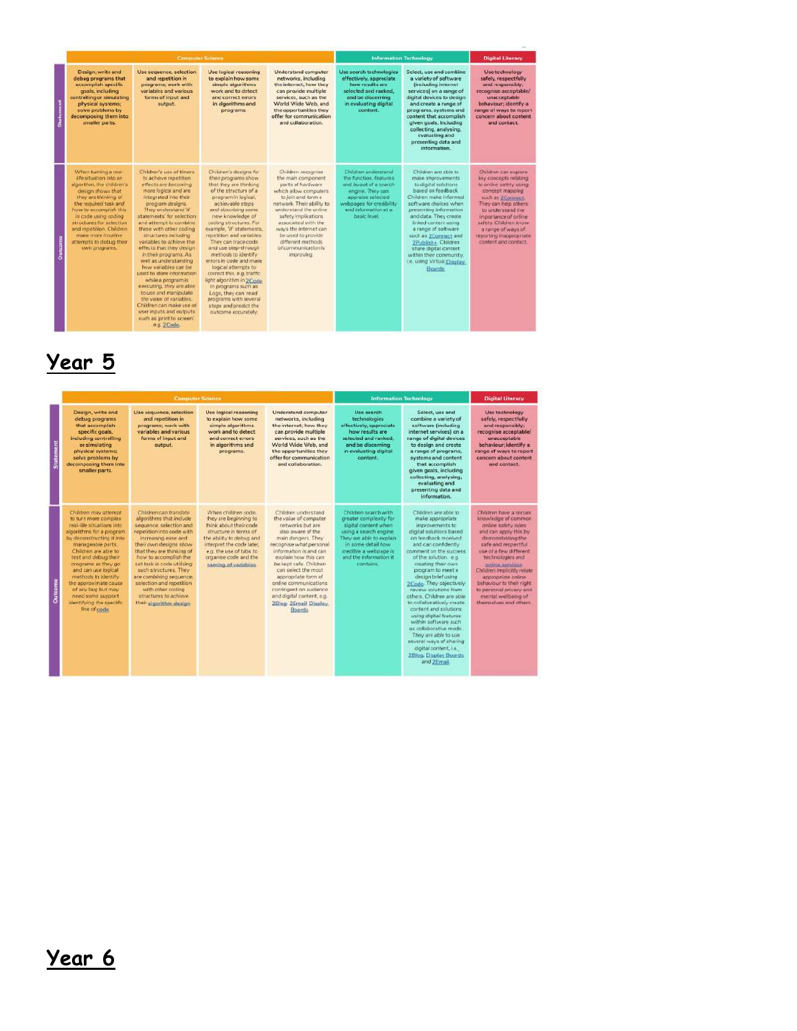| | Computer Science | | | | Information Technology | | Digital Literacy |
|---|---|---|---|---|---|---|---|
| Statement | Design, write and debug programs that accomplish specific goals, including controlling or simulating physical systems; solve problems by decomposing them into smaller parts. | Use sequence, selection and repetition in programs; work with variables and various forms of input and output. | Use logical reasoning to explain how some simple algorithms work and to detect and correct errors in algorithms and programs | Understand computer networks, including the internet; how they can provide multiple services, such as the World Wide Web, and the opportunities they offer for communication and collaboration. | Use search technologies effectively, appreciate how results are selected and ranked, and be discerning in evaluating digital content. | Select, use and combine a variety of software (including internet services) on a range of digital devices to design and create a range of programs, systems and content that accomplish given goals, including collecting, analysing, evaluating and presenting data and information. | Use technology safely, respectfully and responsibly; recognise acceptable/ unacceptable behaviour; identify a range of ways to report concern about content and contact. |
| Outcome | When turning a real-life situation into an algorithm, the children's design shows that they are thinking of the required task and how to accomplish this in code using coding structures for selection and repetition. Children make more intuitive attempts to debug their own programs. | Children's use of timers to achieve repetition effects are becoming more logical and are integrated into their program designs. They understand 'if statements' for selection and attempt to combine these with other coding structures including variables to achieve the effects that they design in their programs. As well as understanding how variables can be used to store information while a program is executing, they are able to use and manipulate the value of variables. Children can make use of user inputs and outputs such as 'print to screen'. e.g. 2Code. | Children's designs for their programs show that they are thinking of the structure of a program in logical, achievable steps and absorbing some new knowledge of coding structures. For example, 'if' statements, repetition and variables. They can trace code and use step-through methods to identify errors in code and make logical attempts to correct this. e.g. traffic light algorithm in 2Code. In programs such as Logo, they can 'read' programs with several steps and predict the outcome accurately. | Children recognise the main component parts of hardware which allow computers to join and form a network. Their ability to understand the online safety implications associated with the ways the internet can be used to provide different methods of communication is improving. | Children understand the function, features and layout of a search engine. They can appraise selected webpages for credibility and information at a basic level. | Children are able to make improvements to digital solutions based on feedback. Children make informed software choices when presenting information and data. They create linked content using a range of software such as 2Connect and 2Publish+. Children share digital content within their community, i.e. using Virtual Display Boards. | Children can explore key concepts relating to online safety using concept mapping such as 2Connect. They can help others to understand the importance of online safety. Children know a range of ways of reporting inappropriate content and contact. |

# Year 5

| | Computer Science | | | | Information Technology | | Digital Literacy |
|---|---|---|---|---|---|---|---|
| Statement | Design, write and debug programs that accomplish specific goals, including controlling or simulating physical systems; solve problems by decomposing them into smaller parts. | Use sequence, selection and repetition in programs; work with variables and various forms of input and output. | Use logical reasoning to explain how some simple algorithms work and to detect and correct errors in algorithms and programs. | Understand computer networks, including the internet; how they can provide multiple services, such as the World Wide Web, and the opportunities they offer for communication and collaboration. | Use search technologies effectively, appreciate how results are selected and ranked, and be discerning in evaluating digital content. | Select, use and combine a variety of software (including internet services) on a range of digital devices to design and create a range of programs, systems and content that accomplish given goals, including collecting, analysing, evaluating and presenting data and information. | Use technology safely, respectfully and responsibly; recognise acceptable/ unacceptable behaviour; identify a range of ways to report concern about content and contact. |
| Outcome | Children may attempt to turn more complex real-life situations into algorithms for a program by deconstructing it into manageable parts. Children are able to test and debug their programs as they go and can use logical methods to identify the approximate cause of any bug but may need some support identifying the specific line of code. | Children can translate algorithms that include sequence, selection and repetition into code with increasing ease and their own designs show that they are thinking of how to accomplish the set task in code utilising such structures. They are combining sequence, selection and repetition with other coding structures to achieve their algorithm design. | When children code, they are beginning to think about their code structure in terms of the ability to debug and interpret the code later, e.g. the use of tabs to organise code and the naming of variables. | Children understand the value of computer networks but are also aware of the main dangers. They recognise what personal information is and can explain how this can be kept safe. Children can select the most appropriate form of online communications contingent on audience and digital content, e.g. 2Blog, 2Email, Display Boards. | Children search with greater complexity for digital content when using a search engine. They are able to explain in some detail how credible a webpage is and the information it contains. | Children are able to make appropriate improvements to digital solutions based on feedback received and can confidently comment on the success of the solution. e.g. creating their own program to meet a design brief using 2Code. They objectively review solutions from others. Children are able to collaboratively create content and solutions using digital features within software such as collaborative mode. They are able to use several ways of sharing digital content, i.e., 2Blog, Display Boards and 2Email. | Children have a secure knowledge of common online safety rules and can apply this by demonstrating the safe and respectful use of a few different technologies and online services. Children implicitly relate appropriate online behaviour to their right to personal privacy and mental wellbeing of themselves and others. |

# Year 6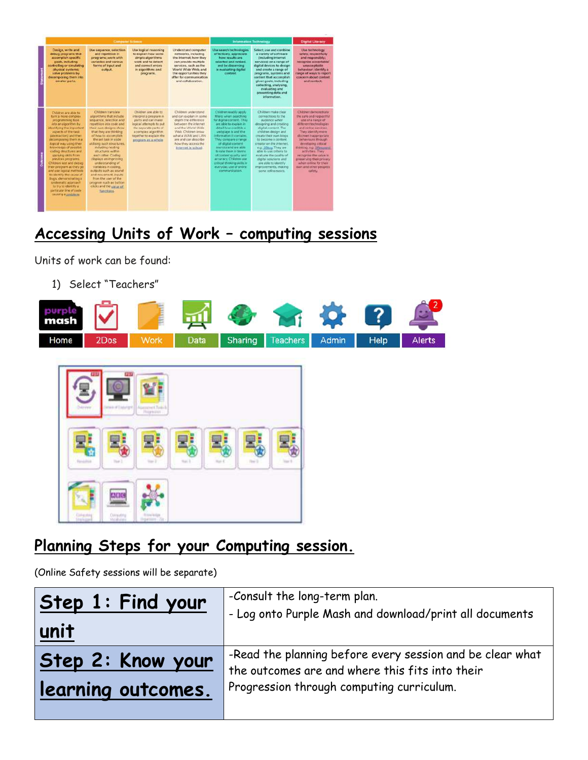## Accessing Units of Work – computing sessions

Units of work can be found:

1) Select "Teachers"

## Planning Steps for your Computing session.

(Online Safety sessions will be separate)

| | |
|---|---|
| **Step 1: Find your unit** | -Consult the long-term plan.<br>- Log onto Purple Mash and download/print all documents |
| **Step 2: Know your learning outcomes.** | -Read the planning before every session and be clear what the outcomes are and where this fits into their Progression through computing curriculum. |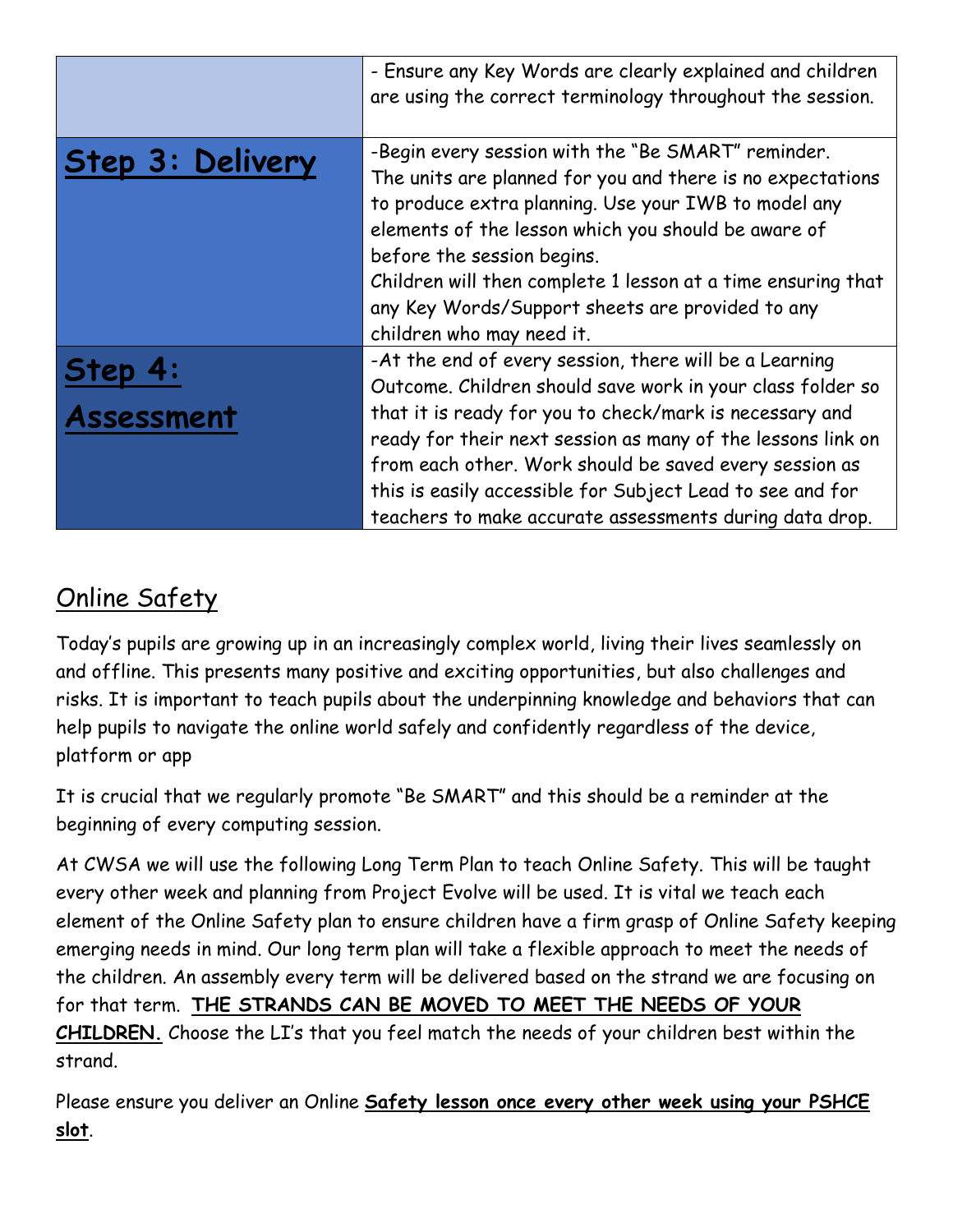| | |
|---|---|
| | - Ensure any Key Words are clearly explained and children are using the correct terminology throughout the session. |
| **Step 3: Delivery** | -Begin every session with the "Be SMART" reminder.<br>The units are planned for you and there is no expectations to produce extra planning. Use your IWB to model any elements of the lesson which you should be aware of before the session begins.<br>Children will then complete 1 lesson at a time ensuring that any Key Words/Support sheets are provided to any children who may need it. |
| **Step 4: Assessment** | -At the end of every session, there will be a Learning Outcome. Children should save work in your class folder so that it is ready for you to check/mark is necessary and ready for their next session as many of the lessons link on from each other. Work should be saved every session as this is easily accessible for Subject Lead to see and for teachers to make accurate assessments during data drop. |

## Online Safety

Today's pupils are growing up in an increasingly complex world, living their lives seamlessly on and offline. This presents many positive and exciting opportunities, but also challenges and risks. It is important to teach pupils about the underpinning knowledge and behaviors that can help pupils to navigate the online world safely and confidently regardless of the device, platform or app

It is crucial that we regularly promote "Be SMART" and this should be a reminder at the beginning of every computing session.

At CWSA we will use the following Long Term Plan to teach Online Safety. This will be taught every other week and planning from Project Evolve will be used. It is vital we teach each element of the Online Safety plan to ensure children have a firm grasp of Online Safety keeping emerging needs in mind. Our long term plan will take a flexible approach to meet the needs of the children. An assembly every term will be delivered based on the strand we are focusing on for that term. **THE STRANDS CAN BE MOVED TO MEET THE NEEDS OF YOUR CHILDREN.** Choose the LI's that you feel match the needs of your children best within the strand.

Please ensure you deliver an Online **Safety lesson once every other week using your PSHCE slot**.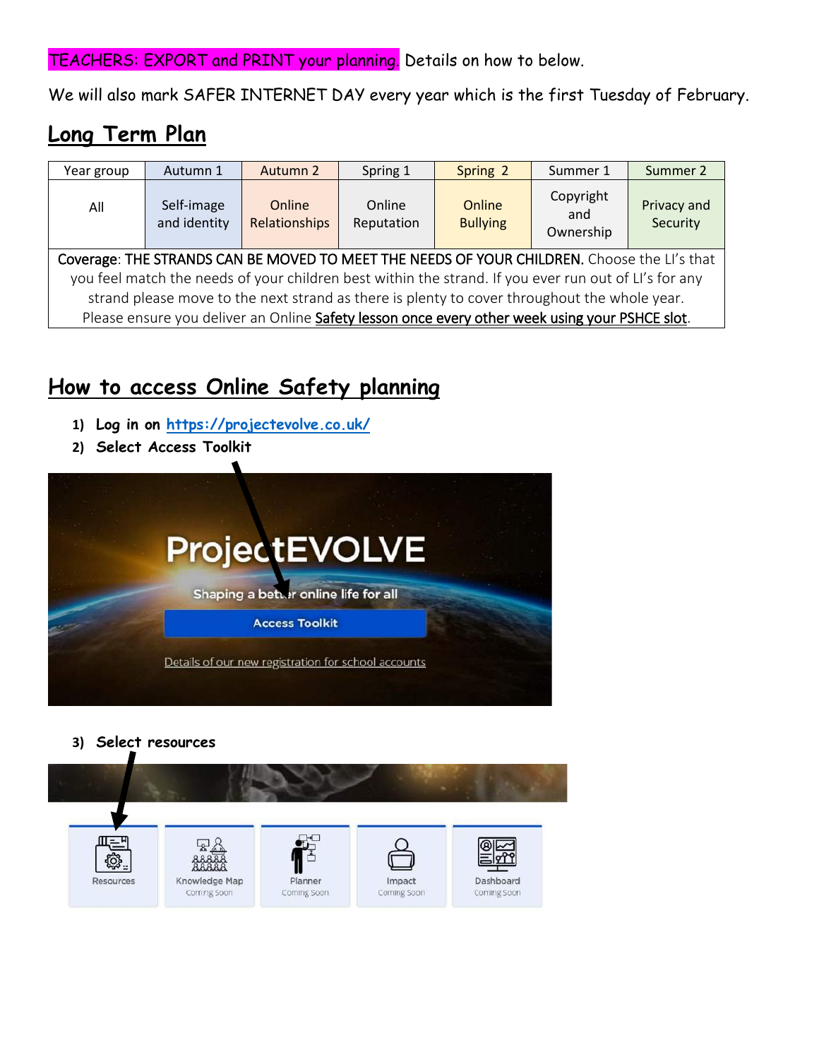TEACHERS: EXPORT and PRINT your planning. Details on how to below.

We will also mark SAFER INTERNET DAY every year which is the first Tuesday of February.

## Long Term Plan

| Year group | Autumn 1 | Autumn 2 | Spring 1 | Spring 2 | Summer 1 | Summer 2 |
|---|---|---|---|---|---|---|
| All | Self-image and identity | Online Relationships | Online Reputation | Online Bullying | Copyright and Ownership | Privacy and Security |

Coverage: THE STRANDS CAN BE MOVED TO MEET THE NEEDS OF YOUR CHILDREN. Choose the LI's that you feel match the needs of your children best within the strand. If you ever run out of LI's for any strand please move to the next strand as there is plenty to cover throughout the whole year. Please ensure you deliver an Online Safety lesson once every other week using your PSHCE slot.

## How to access Online Safety planning

1) **Log in on https://projectevolve.co.uk/**
2) **Select Access Toolkit**

ProjectEVOLVE

Shaping a better online life for all

Access Toolkit

Details of our new registration for school accounts

3) **Select resources**

Resources | Knowledge Map (Coming Soon) | Planner (Coming Soon) | Impact (Coming Soon) | Dashboard (Coming Soon)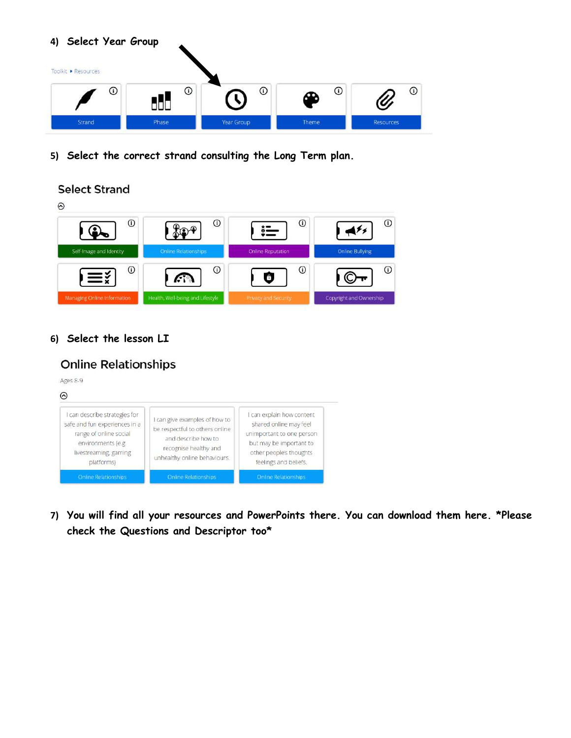4) **Select Year Group**

Toolkit ▸ Resources

Strand | Phase | Year Group | Theme | Resources

5) **Select the correct strand consulting the Long Term plan.**

Select Strand

Self-Image and Identity | Online Relationships | Online Reputation | Online Bullying

Managing Online Information | Health, Well-being and Lifestyle | Privacy and Security | Copyright and Ownership

6) **Select the lesson LI**

Online Relationships

Ages 8-9

- I can describe strategies for safe and fun experiences in a range of online social environments (e.g. livestreaming, gaming platforms) — Online Relationships
- I can give examples of how to be respectful to others online and describe how to recognise healthy and unhealthy online behaviours. — Online Relationships
- I can explain how content shared online may feel unimportant to one person but may be important to other peoples thoughts feelings and beliefs. — Online Relationships

7) **You will find all your resources and PowerPoints there. You can download them here. *Please check the Questions and Descriptor too***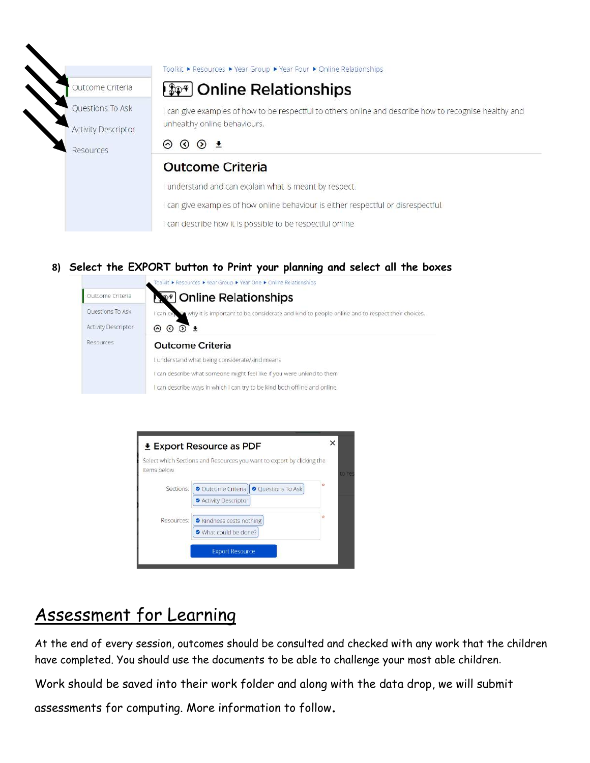Toolkit ▸ Resources ▸ Year Group ▸ Year Four ▸ Online Relationships

Outcome Criteria

Questions To Ask

Activity Descriptor

Resources

## Online Relationships

I can give examples of how to be respectful to others online and describe how to recognise healthy and unhealthy online behaviours.

### Outcome Criteria

I understand and can explain what is meant by respect.

I can give examples of how online behaviour is either respectful or disrespectful.

I can describe how it is possible to be respectful online

**8) Select the EXPORT button to Print your planning and select all the boxes**

Toolkit ▸ Resources ▸ Year Group ▸ Year One ▸ Online Relationships

Outcome Criteria

Questions To Ask

Activity Descriptor

Resources

## Online Relationships

I can explain why it is important to be considerate and kind to people online and to respect their choices.

### Outcome Criteria

I understand what being considerate/kind means

I can describe what someone might feel like if you were unkind to them

I can describe ways in which I can try to be kind both offline and online.

**Export Resource as PDF**

Select which Sections and Resources you want to export by clicking the items below

Sections: Outcome Criteria | Questions To Ask | Activity Descriptor

Resources: Kindness costs nothing | What could be done?

Export Resource

# Assessment for Learning

At the end of every session, outcomes should be consulted and checked with any work that the children have completed. You should use the documents to be able to challenge your most able children.

Work should be saved into their work folder and along with the data drop, we will submit assessments for computing. More information to follow.